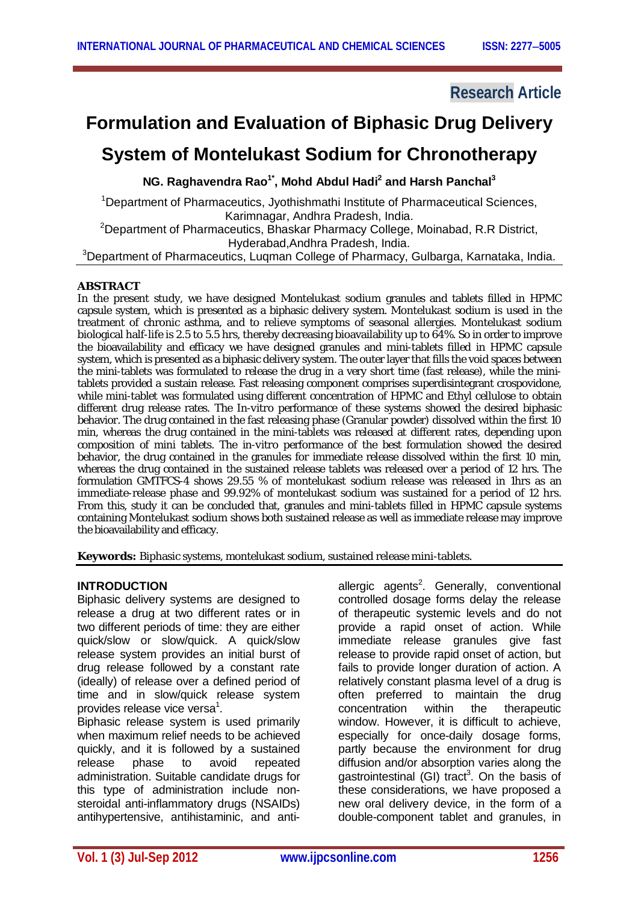Research Article

# Formulation and Evaluation of Biphasic Drug Delivery System of Montelukast Sodium for Chronotherapy

**NG. Raghavendra Rao[1*], Mohd Abdul Hadi[2] and Harsh Panchal[3]**

[1]Department of Pharmaceutics, Jyothishmathi Institute of Pharmaceutical Sciences, Karimnagar, Andhra Pradesh, India.
[2]Department of Pharmaceutics, Bhaskar Pharmacy College, Moinabad, R.R District, Hyderabad,Andhra Pradesh, India.
[3]Department of Pharmaceutics, Luqman College of Pharmacy, Gulbarga, Karnataka, India.

## ABSTRACT

In the present study, we have designed Montelukast sodium granules and tablets filled in HPMC capsule system, which is presented as a biphasic delivery system. Montelukast sodium is used in the treatment of chronic asthma, and to relieve symptoms of seasonal allergies. Montelukast sodium biological half-life is 2.5 to 5.5 hrs, thereby decreasing bioavailability up to 64%. So in order to improve the bioavailability and efficacy we have designed granules and mini-tablets filled in HPMC capsule system, which is presented as a biphasic delivery system. The outer layer that fills the void spaces between the mini-tablets was formulated to release the drug in a very short time (fast release), while the mini-tablets provided a sustain release. Fast releasing component comprises superdisintegrant crospovidone, while mini-tablet was formulated using different concentration of HPMC and Ethyl cellulose to obtain different drug release rates. The In-vitro performance of these systems showed the desired biphasic behavior. The drug contained in the fast releasing phase (Granular powder) dissolved within the first 10 min, whereas the drug contained in the mini-tablets was released at different rates, depending upon composition of mini tablets. The in-vitro performance of the best formulation showed the desired behavior, the drug contained in the granules for immediate release dissolved within the first 10 min, whereas the drug contained in the sustained release tablets was released over a period of 12 hrs. The formulation GMTFCS-4 shows 29.55 % of montelukast sodium release was released in 1hrs as an immediate-release phase and 99.92% of montelukast sodium was sustained for a period of 12 hrs. From this, study it can be concluded that, granules and mini-tablets filled in HPMC capsule systems containing Montelukast sodium shows both sustained release as well as immediate release may improve the bioavailability and efficacy.

**Keywords:** Biphasic systems, montelukast sodium, sustained release mini-tablets.

## INTRODUCTION

Biphasic delivery systems are designed to release a drug at two different rates or in two different periods of time: they are either quick/slow or slow/quick. A quick/slow release system provides an initial burst of drug release followed by a constant rate (ideally) of release over a defined period of time and in slow/quick release system provides release vice versa[1].

Biphasic release system is used primarily when maximum relief needs to be achieved quickly, and it is followed by a sustained release phase to avoid repeated administration. Suitable candidate drugs for this type of administration include non-steroidal anti-inflammatory drugs (NSAIDs) antihypertensive, antihistaminic, and anti-allergic agents[2]. Generally, conventional controlled dosage forms delay the release of therapeutic systemic levels and do not provide a rapid onset of action. While immediate release granules give fast release to provide rapid onset of action, but fails to provide longer duration of action. A relatively constant plasma level of a drug is often preferred to maintain the drug concentration within the therapeutic window. However, it is difficult to achieve, especially for once-daily dosage forms, partly because the environment for drug diffusion and/or absorption varies along the gastrointestinal (GI) tract[3]. On the basis of these considerations, we have proposed a new oral delivery device, in the form of a double-component tablet and granules, in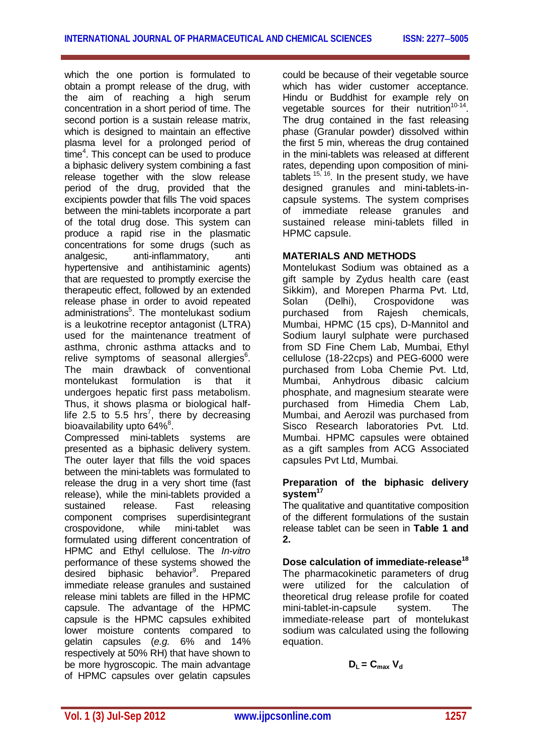which the one portion is formulated to obtain a prompt release of the drug, with the aim of reaching a high serum concentration in a short period of time. The second portion is a sustain release matrix, which is designed to maintain an effective plasma level for a prolonged period of time[4]. This concept can be used to produce a biphasic delivery system combining a fast release together with the slow release period of the drug, provided that the excipients powder that fills The void spaces between the mini-tablets incorporate a part of the total drug dose. This system can produce a rapid rise in the plasmatic concentrations for some drugs (such as analgesic, anti-inflammatory, anti hypertensive and antihistaminic agents) that are requested to promptly exercise the therapeutic effect, followed by an extended release phase in order to avoid repeated administrations[5]. The montelukast sodium is a leukotrine receptor antagonist (LTRA) used for the maintenance treatment of asthma, chronic asthma attacks and to relive symptoms of seasonal allergies[6]. The main drawback of conventional montelukast formulation is that it undergoes hepatic first pass metabolism. Thus, it shows plasma or biological half-life 2.5 to 5.5 hrs[7], there by decreasing bioavailability upto 64%[8].

Compressed mini-tablets systems are presented as a biphasic delivery system. The outer layer that fills the void spaces between the mini-tablets was formulated to release the drug in a very short time (fast release), while the mini-tablets provided a sustained release. Fast releasing component comprises superdisintegrant crospovidone, while mini-tablet was formulated using different concentration of HPMC and Ethyl cellulose. The *In-vitro* performance of these systems showed the desired biphasic behavior[9]. Prepared immediate release granules and sustained release mini tablets are filled in the HPMC capsule. The advantage of the HPMC capsule is the HPMC capsules exhibited lower moisture contents compared to gelatin capsules (*e.g.* 6% and 14% respectively at 50% RH) that have shown to be more hygroscopic. The main advantage of HPMC capsules over gelatin capsules could be because of their vegetable source which has wider customer acceptance. Hindu or Buddhist for example rely on vegetable sources for their nutrition[10-14]. The drug contained in the fast releasing phase (Granular powder) dissolved within the first 5 min, whereas the drug contained in the mini-tablets was released at different rates, depending upon composition of mini-tablets [15, 16]. In the present study, we have designed granules and mini-tablets-in-capsule systems. The system comprises of immediate release granules and sustained release mini-tablets filled in HPMC capsule.

## MATERIALS AND METHODS

Montelukast Sodium was obtained as a gift sample by Zydus health care (east Sikkim), and Morepen Pharma Pvt. Ltd, Solan (Delhi), Crospovidone was purchased from Rajesh chemicals, Mumbai, HPMC (15 cps), D-Mannitol and Sodium lauryl sulphate were purchased from SD Fine Chem Lab, Mumbai, Ethyl cellulose (18-22cps) and PEG-6000 were purchased from Loba Chemie Pvt. Ltd, Mumbai, Anhydrous dibasic calcium phosphate, and magnesium stearate were purchased from Himedia Chem Lab, Mumbai, and Aerozil was purchased from Sisco Research laboratories Pvt. Ltd. Mumbai. HPMC capsules were obtained as a gift samples from ACG Associated capsules Pvt Ltd, Mumbai.

### Preparation of the biphasic delivery system[17]

The qualitative and quantitative composition of the different formulations of the sustain release tablet can be seen in **Table 1 and 2.**

### Dose calculation of immediate-release[18]

The pharmacokinetic parameters of drug were utilized for the calculation of theoretical drug release profile for coated mini-tablet-in-capsule system. The immediate-release part of montelukast sodium was calculated using the following equation.

$$D_L = C_{max} V_d$$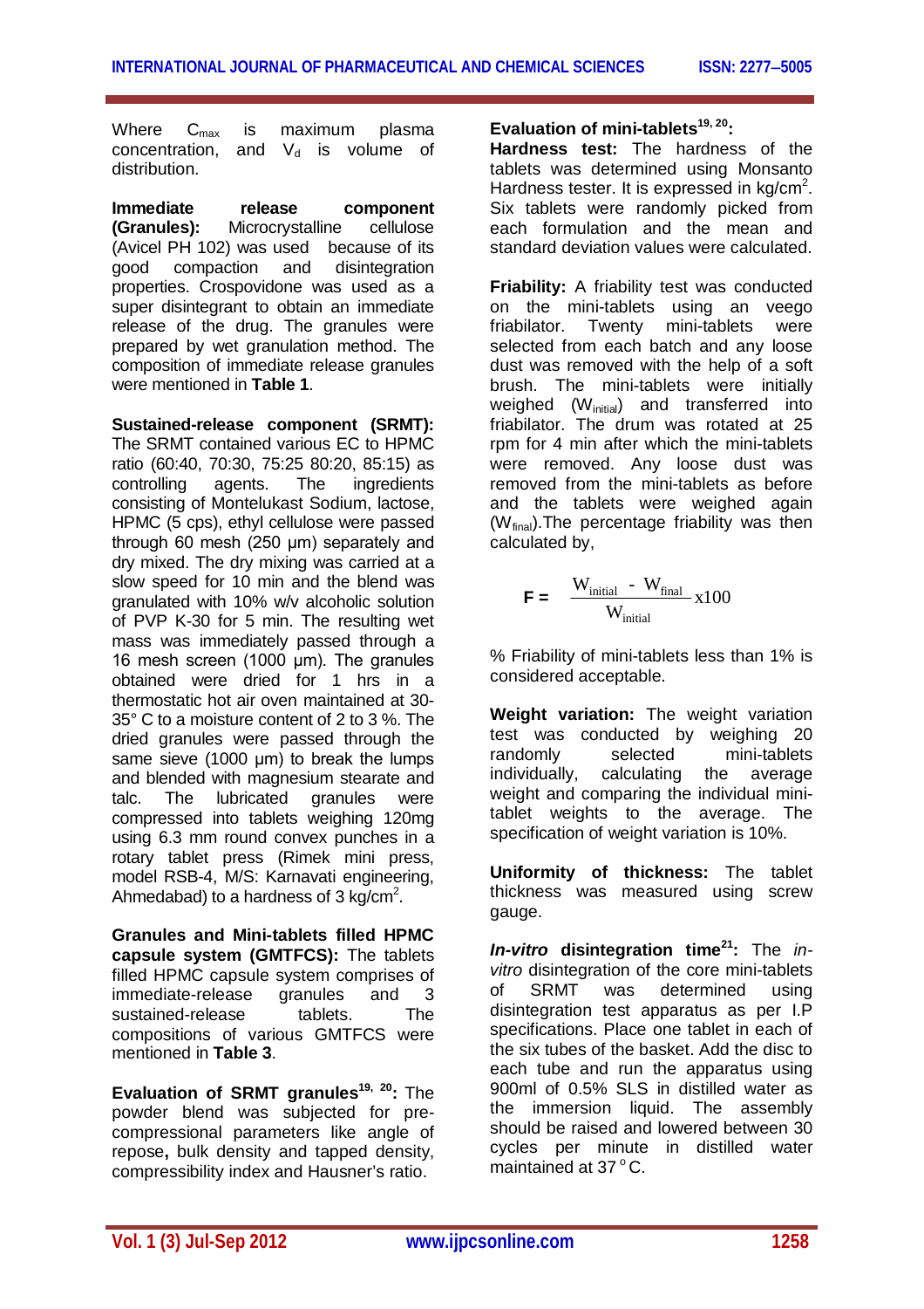Where $C_{max}$ is maximum plasma concentration, and $V_d$ is volume of distribution.

**Immediate release component (Granules):** Microcrystalline cellulose (Avicel PH 102) was used because of its good compaction and disintegration properties. Crospovidone was used as a super disintegrant to obtain an immediate release of the drug. The granules were prepared by wet granulation method. The composition of immediate release granules were mentioned in **Table 1**.

**Sustained-release component (SRMT):** The SRMT contained various EC to HPMC ratio (60:40, 70:30, 75:25 80:20, 85:15) as controlling agents. The ingredients consisting of Montelukast Sodium, lactose, HPMC (5 cps), ethyl cellulose were passed through 60 mesh (250 µm) separately and dry mixed. The dry mixing was carried at a slow speed for 10 min and the blend was granulated with 10% w/v alcoholic solution of PVP K-30 for 5 min. The resulting wet mass was immediately passed through a 16 mesh screen (1000 µm). The granules obtained were dried for 1 hrs in a thermostatic hot air oven maintained at 30-35° C to a moisture content of 2 to 3 %. The dried granules were passed through the same sieve (1000 µm) to break the lumps and blended with magnesium stearate and talc. The lubricated granules were compressed into tablets weighing 120mg using 6.3 mm round convex punches in a rotary tablet press (Rimek mini press, model RSB-4, M/S: Karnavati engineering, Ahmedabad) to a hardness of 3 kg/cm$^2$.

**Granules and Mini-tablets filled HPMC capsule system (GMTFCS):** The tablets filled HPMC capsule system comprises of immediate-release granules and 3 sustained-release tablets. The compositions of various GMTFCS were mentioned in **Table 3**.

**Evaluation of SRMT granules[19, 20]:** The powder blend was subjected for pre-compressional parameters like angle of repose**,** bulk density and tapped density, compressibility index and Hausner's ratio.

**Evaluation of mini-tablets[19, 20]:**

**Hardness test:** The hardness of the tablets was determined using Monsanto Hardness tester. It is expressed in kg/cm$^2$. Six tablets were randomly picked from each formulation and the mean and standard deviation values were calculated.

**Friability:** A friability test was conducted on the mini-tablets using an veego friabilator. Twenty mini-tablets were selected from each batch and any loose dust was removed with the help of a soft brush. The mini-tablets were initially weighed ($W_{initial}$) and transferred into friabilator. The drum was rotated at 25 rpm for 4 min after which the mini-tablets were removed. Any loose dust was removed from the mini-tablets as before and the tablets were weighed again ($W_{final}$).The percentage friability was then calculated by,

$$F = \frac{W_{initial} - W_{final}}{W_{initial}} \times 100$$

% Friability of mini-tablets less than 1% is considered acceptable.

**Weight variation:** The weight variation test was conducted by weighing 20 randomly selected mini-tablets individually, calculating the average weight and comparing the individual mini-tablet weights to the average. The specification of weight variation is 10%.

**Uniformity of thickness:** The tablet thickness was measured using screw gauge.

***In-vitro* disintegration time[21]:** The *in-vitro* disintegration of the core mini-tablets of SRMT was determined using disintegration test apparatus as per I.P specifications. Place one tablet in each of the six tubes of the basket. Add the disc to each tube and run the apparatus using 900ml of 0.5% SLS in distilled water as the immersion liquid. The assembly should be raised and lowered between 30 cycles per minute in distilled water maintained at 37 °C.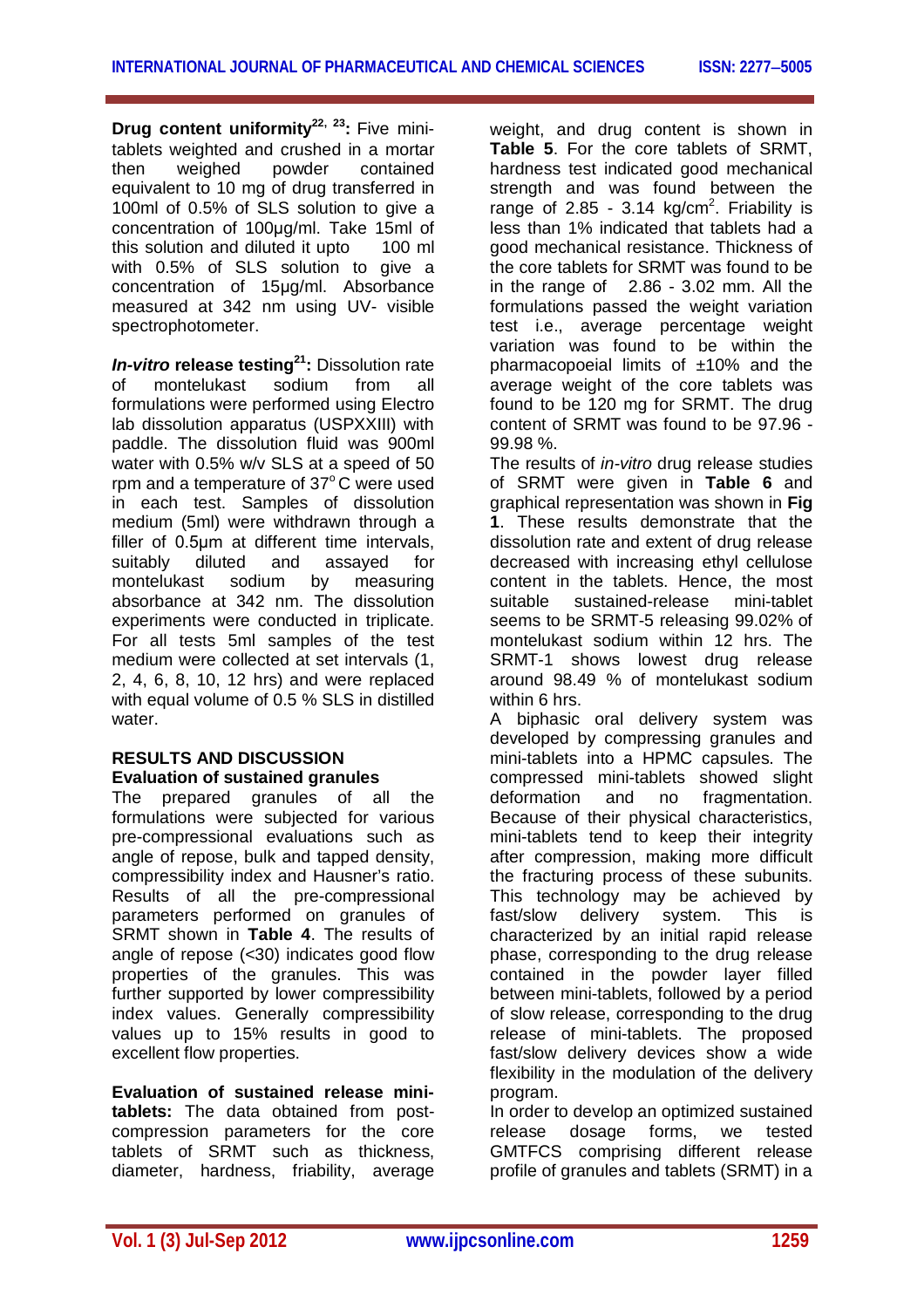**Drug content uniformity[22, 23]:** Five mini-tablets weighted and crushed in a mortar then weighed powder contained equivalent to 10 mg of drug transferred in 100ml of 0.5% of SLS solution to give a concentration of 100µg/ml. Take 15ml of this solution and diluted it upto 100 ml with 0.5% of SLS solution to give a concentration of 15µg/ml. Absorbance measured at 342 nm using UV- visible spectrophotometer.

***In-vitro* release testing[21]:** Dissolution rate of montelukast sodium from all formulations were performed using Electro lab dissolution apparatus (USPXXIII) with paddle. The dissolution fluid was 900ml water with 0.5% w/v SLS at a speed of 50 rpm and a temperature of 37° C were used in each test. Samples of dissolution medium (5ml) were withdrawn through a filler of 0.5µm at different time intervals, suitably diluted and assayed for montelukast sodium by measuring absorbance at 342 nm. The dissolution experiments were conducted in triplicate. For all tests 5ml samples of the test medium were collected at set intervals (1, 2, 4, 6, 8, 10, 12 hrs) and were replaced with equal volume of 0.5 % SLS in distilled water.

## RESULTS AND DISCUSSION

### Evaluation of sustained granules

The prepared granules of all the formulations were subjected for various pre-compressional evaluations such as angle of repose, bulk and tapped density, compressibility index and Hausner's ratio. Results of all the pre-compressional parameters performed on granules of SRMT shown in **Table 4**. The results of angle of repose (<30) indicates good flow properties of the granules. This was further supported by lower compressibility index values. Generally compressibility values up to 15% results in good to excellent flow properties.

**Evaluation of sustained release mini-tablets:** The data obtained from post-compression parameters for the core tablets of SRMT such as thickness, diameter, hardness, friability, average weight, and drug content is shown in **Table 5**. For the core tablets of SRMT, hardness test indicated good mechanical strength and was found between the range of 2.85 - 3.14 kg/cm$^2$. Friability is less than 1% indicated that tablets had a good mechanical resistance. Thickness of the core tablets for SRMT was found to be in the range of 2.86 - 3.02 mm. All the formulations passed the weight variation test i.e., average percentage weight variation was found to be within the pharmacopoeial limits of ±10% and the average weight of the core tablets was found to be 120 mg for SRMT. The drug content of SRMT was found to be 97.96 - 99.98 %.

The results of *in-vitro* drug release studies of SRMT were given in **Table 6** and graphical representation was shown in **Fig 1**. These results demonstrate that the dissolution rate and extent of drug release decreased with increasing ethyl cellulose content in the tablets. Hence, the most suitable sustained-release mini-tablet seems to be SRMT-5 releasing 99.02% of montelukast sodium within 12 hrs. The SRMT-1 shows lowest drug release around 98.49 % of montelukast sodium within 6 hrs.

A biphasic oral delivery system was developed by compressing granules and mini-tablets into a HPMC capsules. The compressed mini-tablets showed slight deformation and no fragmentation. Because of their physical characteristics, mini-tablets tend to keep their integrity after compression, making more difficult the fracturing process of these subunits. This technology may be achieved by fast/slow delivery system. This is characterized by an initial rapid release phase, corresponding to the drug release contained in the powder layer filled between mini-tablets, followed by a period of slow release, corresponding to the drug release of mini-tablets. The proposed fast/slow delivery devices show a wide flexibility in the modulation of the delivery program.

In order to develop an optimized sustained release dosage forms, we tested GMTFCS comprising different release profile of granules and tablets (SRMT) in a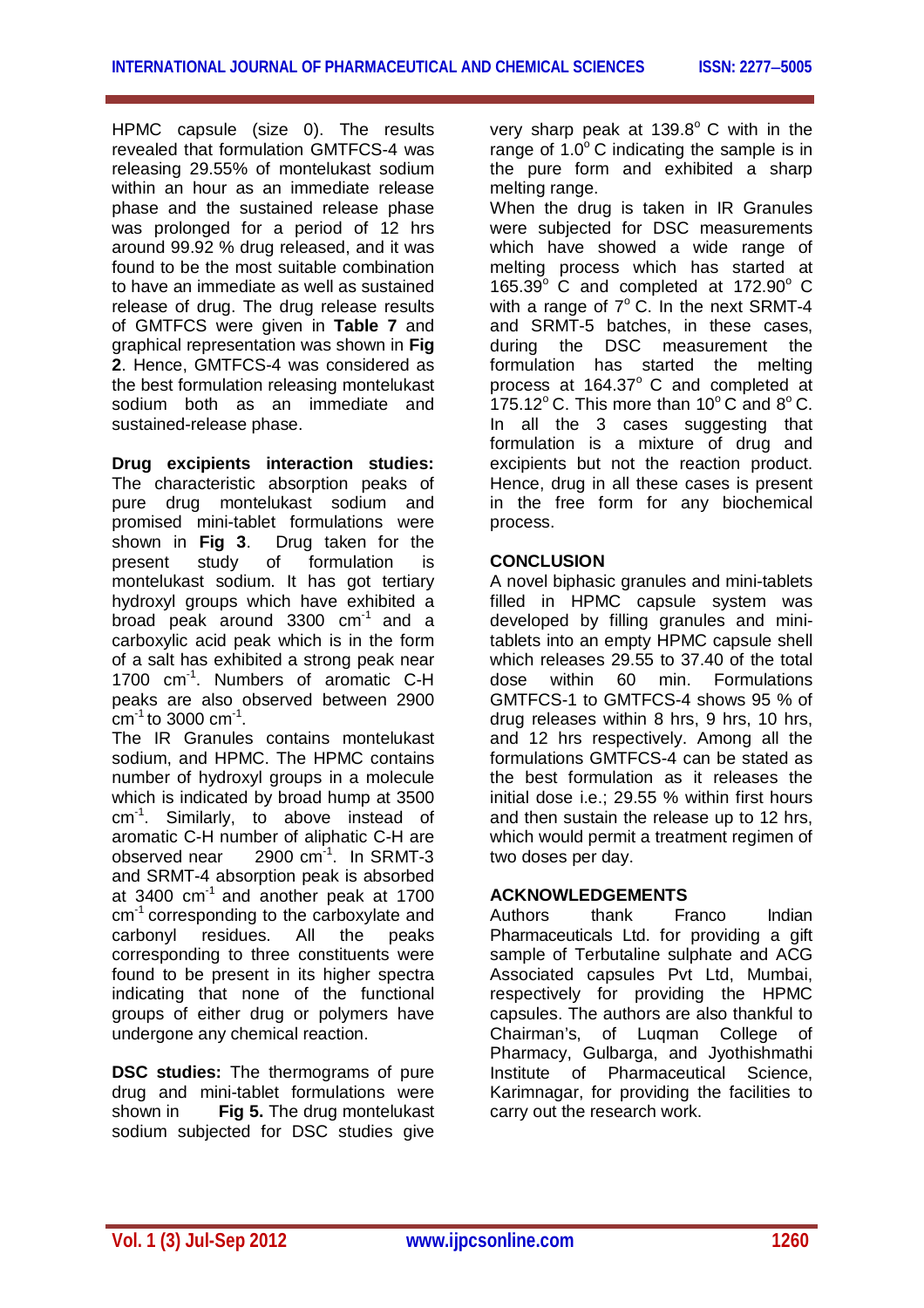HPMC capsule (size 0). The results revealed that formulation GMTFCS-4 was releasing 29.55% of montelukast sodium within an hour as an immediate release phase and the sustained release phase was prolonged for a period of 12 hrs around 99.92 % drug released, and it was found to be the most suitable combination to have an immediate as well as sustained release of drug. The drug release results of GMTFCS were given in **Table 7** and graphical representation was shown in **Fig 2**. Hence, GMTFCS-4 was considered as the best formulation releasing montelukast sodium both as an immediate and sustained-release phase.

**Drug excipients interaction studies:** The characteristic absorption peaks of pure drug montelukast sodium and promised mini-tablet formulations were shown in **Fig 3**. Drug taken for the present study of formulation is montelukast sodium. It has got tertiary hydroxyl groups which have exhibited a broad peak around 3300 $cm^{-1}$ and a carboxylic acid peak which is in the form of a salt has exhibited a strong peak near 1700 $cm^{-1}$. Numbers of aromatic C-H peaks are also observed between 2900 $cm^{-1}$ to 3000 $cm^{-1}$.

The IR Granules contains montelukast sodium, and HPMC. The HPMC contains number of hydroxyl groups in a molecule which is indicated by broad hump at 3500 $cm^{-1}$. Similarly, to above instead of aromatic C-H number of aliphatic C-H are observed near 2900 $cm^{-1}$. In SRMT-3 and SRMT-4 absorption peak is absorbed at 3400 $cm^{-1}$ and another peak at 1700 $cm^{-1}$ corresponding to the carboxylate and carbonyl residues. All the peaks corresponding to three constituents were found to be present in its higher spectra indicating that none of the functional groups of either drug or polymers have undergone any chemical reaction.

**DSC studies:** The thermograms of pure drug and mini-tablet formulations were shown in **Fig 5.** The drug montelukast sodium subjected for DSC studies give very sharp peak at 139.8$^{o}$ C with in the range of 1.0$^{o}$ C indicating the sample is in the pure form and exhibited a sharp melting range.

When the drug is taken in IR Granules were subjected for DSC measurements which have showed a wide range of melting process which has started at 165.39$^{o}$ C and completed at 172.90$^{o}$ C with a range of 7$^{o}$ C. In the next SRMT-4 and SRMT-5 batches, in these cases, during the DSC measurement the formulation has started the melting process at 164.37$^{o}$ C and completed at 175.12$^{o}$ C. This more than 10$^{o}$ C and 8$^{o}$ C. In all the 3 cases suggesting that formulation is a mixture of drug and excipients but not the reaction product. Hence, drug in all these cases is present in the free form for any biochemical process.

## CONCLUSION

A novel biphasic granules and mini-tablets filled in HPMC capsule system was developed by filling granules and mini-tablets into an empty HPMC capsule shell which releases 29.55 to 37.40 of the total dose within 60 min. Formulations GMTFCS-1 to GMTFCS-4 shows 95 % of drug releases within 8 hrs, 9 hrs, 10 hrs, and 12 hrs respectively. Among all the formulations GMTFCS-4 can be stated as the best formulation as it releases the initial dose i.e.; 29.55 % within first hours and then sustain the release up to 12 hrs, which would permit a treatment regimen of two doses per day.

## ACKNOWLEDGEMENTS

Authors thank Franco Indian Pharmaceuticals Ltd. for providing a gift sample of Terbutaline sulphate and ACG Associated capsules Pvt Ltd, Mumbai, respectively for providing the HPMC capsules. The authors are also thankful to Chairman's, of Luqman College of Pharmacy, Gulbarga, and Jyothishmathi Institute of Pharmaceutical Science, Karimnagar, for providing the facilities to carry out the research work.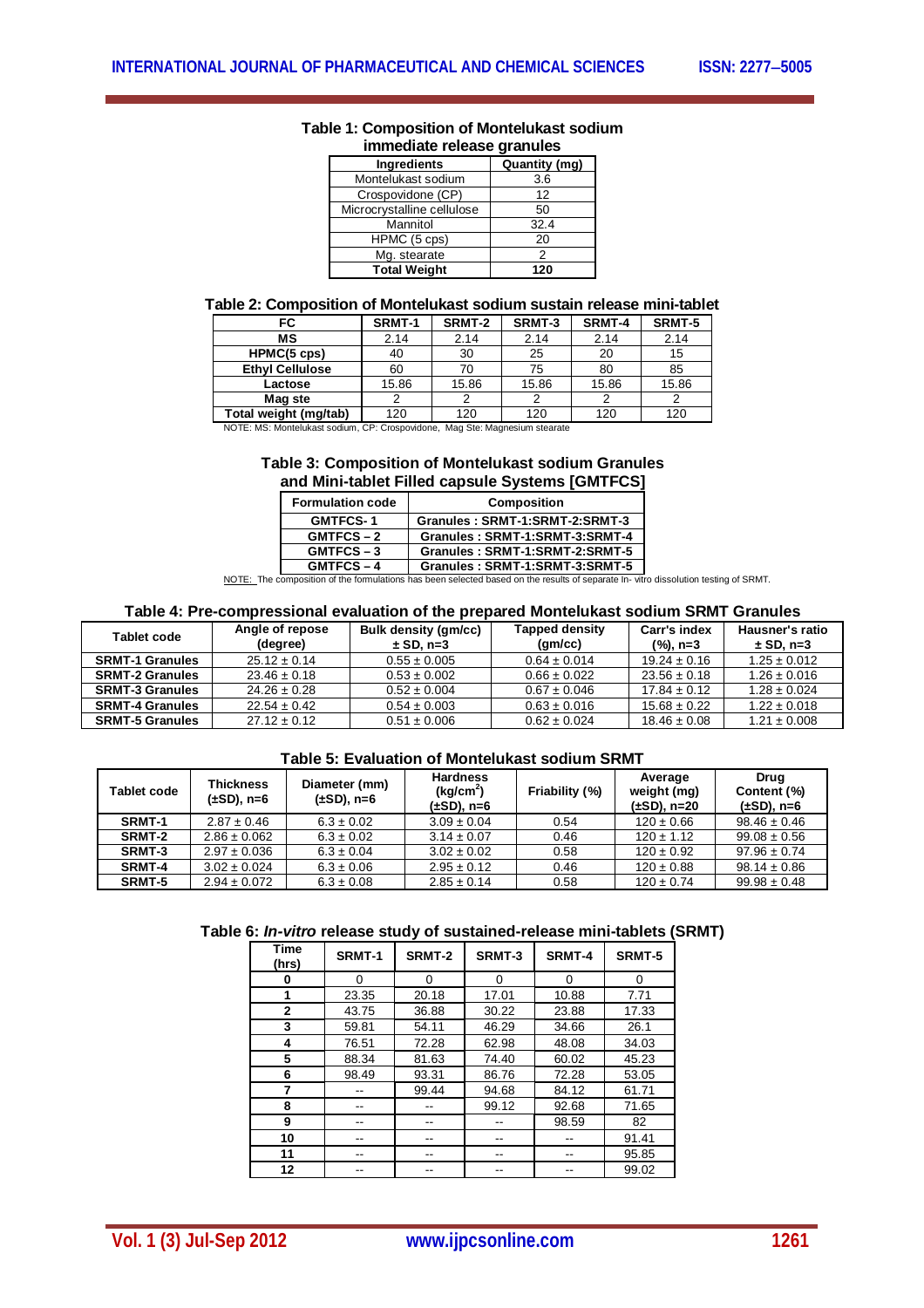**Table 1: Composition of Montelukast sodium immediate release granules**

| Ingredients | Quantity (mg) |
|---|---|
| Montelukast sodium | 3.6 |
| Crospovidone (CP) | 12 |
| Microcrystalline cellulose | 50 |
| Mannitol | 32.4 |
| HPMC (5 cps) | 20 |
| Mg. stearate | 2 |
| **Total Weight** | **120** |

**Table 2: Composition of Montelukast sodium sustain release mini-tablet**

| FC | SRMT-1 | SRMT-2 | SRMT-3 | SRMT-4 | SRMT-5 |
|---|---|---|---|---|---|
| **MS** | 2.14 | 2.14 | 2.14 | 2.14 | 2.14 |
| **HPMC(5 cps)** | 40 | 30 | 25 | 20 | 15 |
| **Ethyl Cellulose** | 60 | 70 | 75 | 80 | 85 |
| **Lactose** | 15.86 | 15.86 | 15.86 | 15.86 | 15.86 |
| **Mag ste** | 2 | 2 | 2 | 2 | 2 |
| **Total weight (mg/tab)** | 120 | 120 | 120 | 120 | 120 |

NOTE: MS: Montelukast sodium, CP: Crospovidone, Mag Ste: Magnesium stearate

**Table 3: Composition of Montelukast sodium Granules and Mini-tablet Filled capsule Systems [GMTFCS]**

| Formulation code | Composition |
|---|---|
| GMTFCS- 1 | Granules : SRMT-1:SRMT-2:SRMT-3 |
| GMTFCS – 2 | Granules : SRMT-1:SRMT-3:SRMT-4 |
| GMTFCS – 3 | Granules : SRMT-1:SRMT-2:SRMT-5 |
| GMTFCS – 4 | Granules : SRMT-1:SRMT-3:SRMT-5 |

NOTE: The composition of the formulations has been selected based on the results of separate In- vitro dissolution testing of SRMT.

**Table 4: Pre-compressional evaluation of the prepared Montelukast sodium SRMT Granules**

| Tablet code | Angle of repose (degree) | Bulk density (gm/cc) ± SD, n=3 | Tapped density (gm/cc) | Carr's index (%), n=3 | Hausner's ratio ± SD, n=3 |
|---|---|---|---|---|---|
| **SRMT-1 Granules** | 25.12 ± 0.14 | 0.55 ± 0.005 | 0.64 ± 0.014 | 19.24 ± 0.16 | 1.25 ± 0.012 |
| **SRMT-2 Granules** | 23.46 ± 0.18 | 0.53 ± 0.002 | 0.66 ± 0.022 | 23.56 ± 0.18 | 1.26 ± 0.016 |
| **SRMT-3 Granules** | 24.26 ± 0.28 | 0.52 ± 0.004 | 0.67 ± 0.046 | 17.84 ± 0.12 | 1.28 ± 0.024 |
| **SRMT-4 Granules** | 22.54 ± 0.42 | 0.54 ± 0.003 | 0.63 ± 0.016 | 15.68 ± 0.22 | 1.22 ± 0.018 |
| **SRMT-5 Granules** | 27.12 ± 0.12 | 0.51 ± 0.006 | 0.62 ± 0.024 | 18.46 ± 0.08 | 1.21 ± 0.008 |

**Table 5: Evaluation of Montelukast sodium SRMT**

| Tablet code | Thickness (±SD), n=6 | Diameter (mm) (±SD), n=6 | Hardness ($kg/cm^2$) (±SD), n=6 | Friability (%) | Average weight (mg) (±SD), n=20 | Drug Content (%) (±SD), n=6 |
|---|---|---|---|---|---|---|
| **SRMT-1** | 2.87 ± 0.46 | 6.3 ± 0.02 | 3.09 ± 0.04 | 0.54 | 120 ± 0.66 | 98.46 ± 0.46 |
| **SRMT-2** | 2.86 ± 0.062 | 6.3 ± 0.02 | 3.14 ± 0.07 | 0.46 | 120 ± 1.12 | 99.08 ± 0.56 |
| **SRMT-3** | 2.97 ± 0.036 | 6.3 ± 0.04 | 3.02 ± 0.02 | 0.58 | 120 ± 0.92 | 97.96 ± 0.74 |
| **SRMT-4** | 3.02 ± 0.024 | 6.3 ± 0.06 | 2.95 ± 0.12 | 0.46 | 120 ± 0.88 | 98.14 ± 0.86 |
| **SRMT-5** | 2.94 ± 0.072 | 6.3 ± 0.08 | 2.85 ± 0.14 | 0.58 | 120 ± 0.74 | 99.98 ± 0.48 |

**Table 6: *In-vitro* release study of sustained-release mini-tablets (SRMT)**

| Time (hrs) | SRMT-1 | SRMT-2 | SRMT-3 | SRMT-4 | SRMT-5 |
|---|---|---|---|---|---|
| **0** | 0 | 0 | 0 | 0 | 0 |
| **1** | 23.35 | 20.18 | 17.01 | 10.88 | 7.71 |
| **2** | 43.75 | 36.88 | 30.22 | 23.88 | 17.33 |
| **3** | 59.81 | 54.11 | 46.29 | 34.66 | 26.1 |
| **4** | 76.51 | 72.28 | 62.98 | 48.08 | 34.03 |
| **5** | 88.34 | 81.63 | 74.40 | 60.02 | 45.23 |
| **6** | 98.49 | 93.31 | 86.76 | 72.28 | 53.05 |
| **7** | -- | 99.44 | 94.68 | 84.12 | 61.71 |
| **8** | -- | -- | 99.12 | 92.68 | 71.65 |
| **9** | -- | -- | -- | 98.59 | 82 |
| **10** | -- | -- | -- | -- | 91.41 |
| **11** | -- | -- | -- | -- | 95.85 |
| **12** | -- | -- | -- | -- | 99.02 |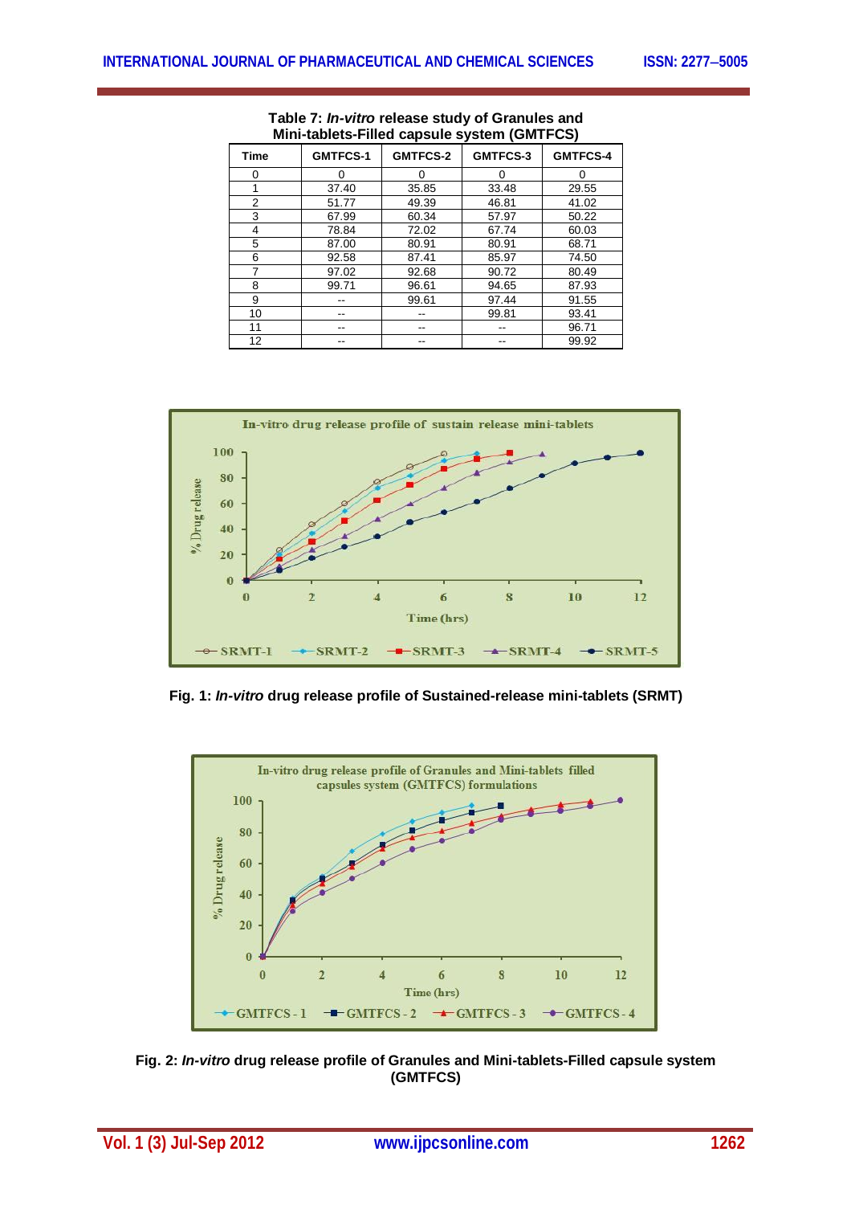**Table 7: *In-vitro* release study of Granules and Mini-tablets-Filled capsule system (GMTFCS)**

| Time | GMTFCS-1 | GMTFCS-2 | GMTFCS-3 | GMTFCS-4 |
|---|---|---|---|---|
| 0 | 0 | 0 | 0 | 0 |
| 1 | 37.40 | 35.85 | 33.48 | 29.55 |
| 2 | 51.77 | 49.39 | 46.81 | 41.02 |
| 3 | 67.99 | 60.34 | 57.97 | 50.22 |
| 4 | 78.84 | 72.02 | 67.74 | 60.03 |
| 5 | 87.00 | 80.91 | 80.91 | 68.71 |
| 6 | 92.58 | 87.41 | 85.97 | 74.50 |
| 7 | 97.02 | 92.68 | 90.72 | 80.49 |
| 8 | 99.71 | 96.61 | 94.65 | 87.93 |
| 9 | -- | 99.61 | 97.44 | 91.55 |
| 10 | -- | -- | 99.81 | 93.41 |
| 11 | -- | -- | -- | 96.71 |
| 12 | -- | -- | -- | 99.92 |

**Fig. 1: *In-vitro* drug release profile of Sustained-release mini-tablets (SRMT)**

**Fig. 2: *In-vitro* drug release profile of Granules and Mini-tablets-Filled capsule system (GMTFCS)**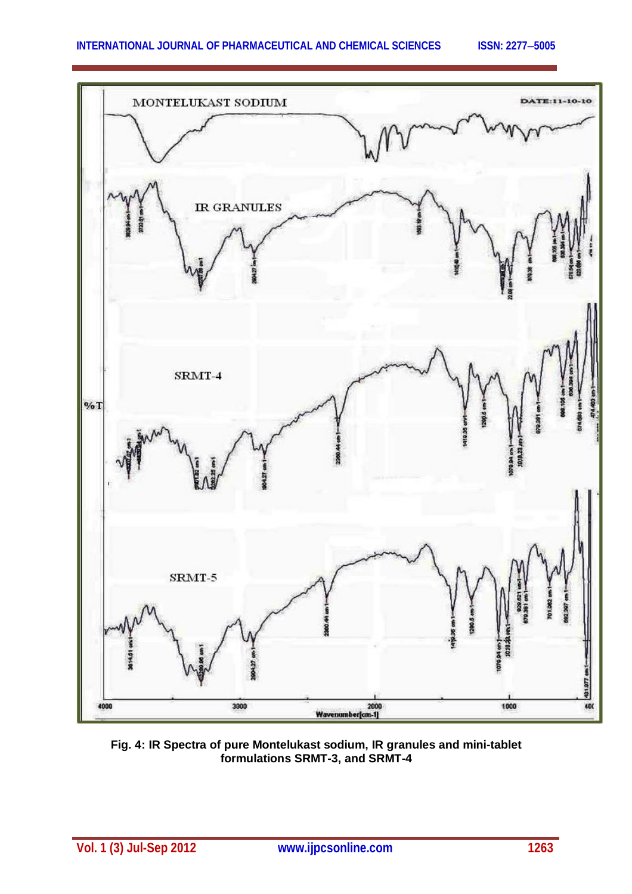Fig. 4: IR Spectra of pure Montelukast sodium, IR granules and mini-tablet formulations SRMT-3, and SRMT-4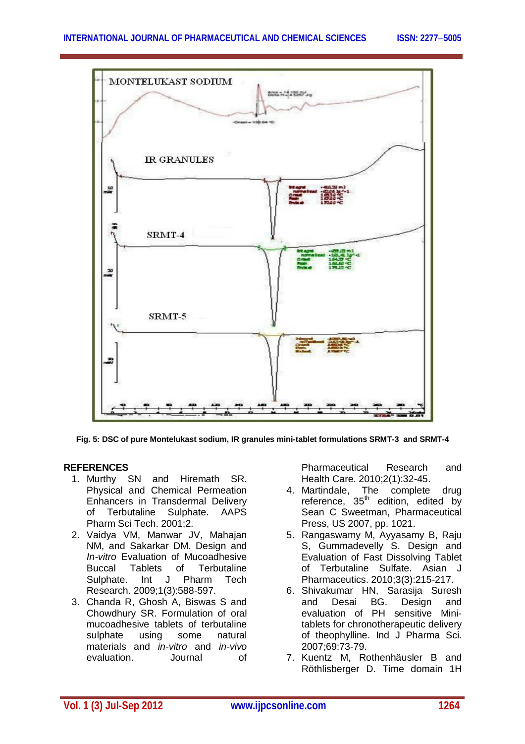Fig. 5: DSC of pure Montelukast sodium, IR granules mini-tablet formulations SRMT-3 and SRMT-4

## REFERENCES

1. Murthy SN and Hiremath SR. Physical and Chemical Permeation Enhancers in Transdermal Delivery of Terbutaline Sulphate. AAPS Pharm Sci Tech. 2001;2.
2. Vaidya VM, Manwar JV, Mahajan NM, and Sakarkar DM. Design and *In-vitro* Evaluation of Mucoadhesive Buccal Tablets of Terbutaline Sulphate. Int J Pharm Tech Research. 2009;1(3):588-597.
3. Chanda R, Ghosh A, Biswas S and Chowdhury SR. Formulation of oral mucoadhesive tablets of terbutaline sulphate using some natural materials and *in-vitro* and *in-vivo* evaluation. Journal of Pharmaceutical Research and Health Care. 2010;2(1):32-45.
4. Martindale, The complete drug reference, 35th edition, edited by Sean C Sweetman, Pharmaceutical Press, US 2007, pp. 1021.
5. Rangaswamy M, Ayyasamy B, Raju S, Gummadevelly S. Design and Evaluation of Fast Dissolving Tablet of Terbutaline Sulfate. Asian J Pharmaceutics. 2010;3(3):215-217.
6. Shivakumar HN, Sarasija Suresh and Desai BG. Design and evaluation of PH sensitive Mini-tablets for chronotherapeutic delivery of theophylline. Ind J Pharma Sci. 2007;69:73-79.
7. Kuentz M, Rothenhäusler B and Röthlisberger D. Time domain 1H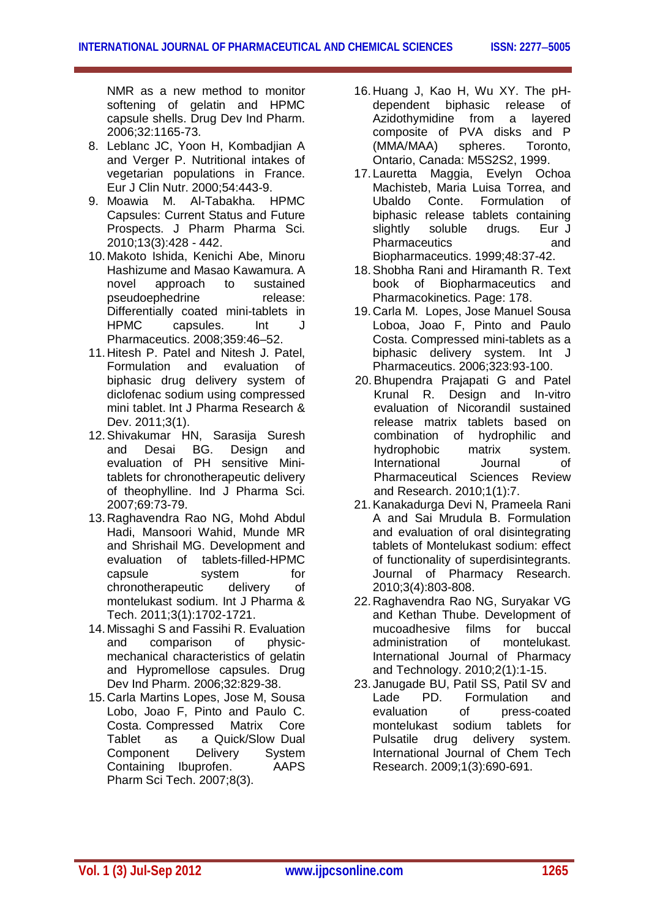NMR as a new method to monitor softening of gelatin and HPMC capsule shells. Drug Dev Ind Pharm. 2006;32:1165-73.

8. Leblanc JC, Yoon H, Kombadjian A and Verger P. Nutritional intakes of vegetarian populations in France. Eur J Clin Nutr. 2000;54:443-9.
9. Moawia M. Al-Tabakha. HPMC Capsules: Current Status and Future Prospects. J Pharm Pharma Sci. 2010;13(3):428 - 442.
10. Makoto Ishida, Kenichi Abe, Minoru Hashizume and Masao Kawamura. A novel approach to sustained pseudoephedrine release: Differentially coated mini-tablets in HPMC capsules. Int J Pharmaceutics. 2008;359:46–52.
11. Hitesh P. Patel and Nitesh J. Patel, Formulation and evaluation of biphasic drug delivery system of diclofenac sodium using compressed mini tablet. Int J Pharma Research & Dev. 2011;3(1).
12. Shivakumar HN, Sarasija Suresh and Desai BG. Design and evaluation of PH sensitive Mini-tablets for chronotherapeutic delivery of theophylline. Ind J Pharma Sci. 2007;69:73-79.
13. Raghavendra Rao NG, Mohd Abdul Hadi, Mansoori Wahid, Munde MR and Shrishail MG. Development and evaluation of tablets-filled-HPMC capsule system for chronotherapeutic delivery of montelukast sodium. Int J Pharma & Tech. 2011;3(1):1702-1721.
14. Missaghi S and Fassihi R. Evaluation and comparison of physic-mechanical characteristics of gelatin and Hypromellose capsules. Drug Dev Ind Pharm. 2006;32:829-38.
15. Carla Martins Lopes, Jose M, Sousa Lobo, Joao F, Pinto and Paulo C. Costa. Compressed Matrix Core Tablet as a Quick/Slow Dual Component Delivery System Containing Ibuprofen. AAPS Pharm Sci Tech. 2007;8(3).
16. Huang J, Kao H, Wu XY. The pH-dependent biphasic release of Azidothymidine from a layered composite of PVA disks and P (MMA/MAA) spheres. Toronto, Ontario, Canada: M5S2S2, 1999.
17. Lauretta Maggia, Evelyn Ochoa Machisteb, Maria Luisa Torrea, and Ubaldo Conte. Formulation of biphasic release tablets containing slightly soluble drugs. Eur J Pharmaceutics and Biopharmaceutics. 1999;48:37-42.
18. Shobha Rani and Hiramanth R. Text book of Biopharmaceutics and Pharmacokinetics. Page: 178.
19. Carla M. Lopes, Jose Manuel Sousa Loboa, Joao F, Pinto and Paulo Costa. Compressed mini-tablets as a biphasic delivery system. Int J Pharmaceutics. 2006;323:93-100.
20. Bhupendra Prajapati G and Patel Krunal R. Design and In-vitro evaluation of Nicorandil sustained release matrix tablets based on combination of hydrophilic and hydrophobic matrix system. International Journal of Pharmaceutical Sciences Review and Research. 2010;1(1):7.
21. Kanakadurga Devi N, Prameela Rani A and Sai Mrudula B. Formulation and evaluation of oral disintegrating tablets of Montelukast sodium: effect of functionality of superdisintegrants. Journal of Pharmacy Research. 2010;3(4):803-808.
22. Raghavendra Rao NG, Suryakar VG and Kethan Thube. Development of mucoadhesive films for buccal administration of montelukast. International Journal of Pharmacy and Technology. 2010;2(1):1-15.
23. Janugade BU, Patil SS, Patil SV and Lade PD. Formulation and evaluation of press-coated montelukast sodium tablets for Pulsatile drug delivery system. International Journal of Chem Tech Research. 2009;1(3):690-691.